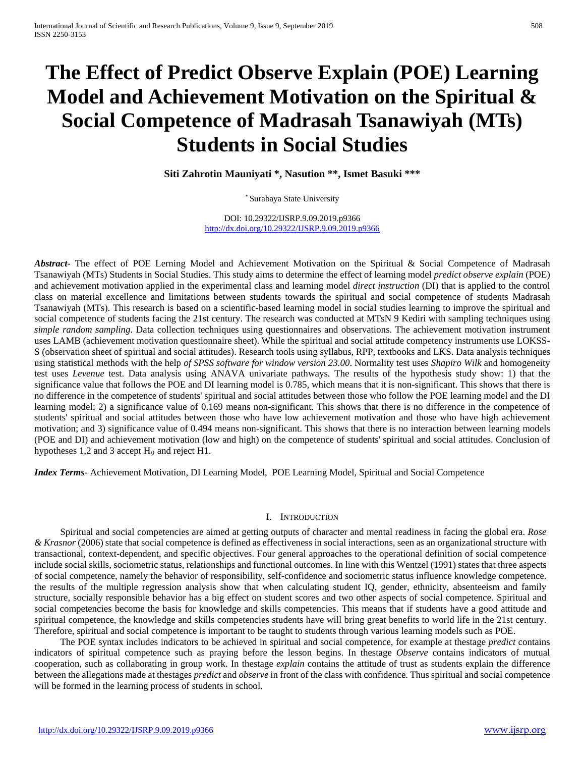# The Effect of Predict Observe Explain (POE) Learning Model and Achievement Motivation on the Spiritual & Social Competence of Madrasah Tsanawiyah (MTs) Students in Social Studies

**Siti Zahrotin Mauniyati \*, Nasution \*\*, Ismet Basuki \*\*\***

[*] Surabaya State University

DOI: 10.29322/IJSRP.9.09.2019.p9366
http://dx.doi.org/10.29322/IJSRP.9.09.2019.p9366

***Abstract***- The effect of POE Lerning Model and Achievement Motivation on the Spiritual & Social Competence of Madrasah Tsanawiyah (MTs) Students in Social Studies. This study aims to determine the effect of learning model *predict observe explain* (POE) and achievement motivation applied in the experimental class and learning model *direct instruction* (DI) that is applied to the control class on material excellence and limitations between students towards the spiritual and social competence of students Madrasah Tsanawiyah (MTs). This research is based on a scientific-based learning model in social studies learning to improve the spiritual and social competence of students facing the 21st century. The research was conducted at MTsN 9 Kediri with sampling techniques using *simple random sampling*. Data collection techniques using questionnaires and observations. The achievement motivation instrument uses LAMB (achievement motivation questionnaire sheet). While the spiritual and social attitude competency instruments use LOKSS-S (observation sheet of spiritual and social attitudes). Research tools using syllabus, RPP, textbooks and LKS. Data analysis techniques using statistical methods with the help *of SPSS software for window version 23.00*. Normality test uses *Shapiro Wilk* and homogeneity test uses *Levenue* test. Data analysis using ANAVA univariate pathways. The results of the hypothesis study show: 1) that the significance value that follows the POE and DI learning model is 0.785, which means that it is non-significant. This shows that there is no difference in the competence of students' spiritual and social attitudes between those who follow the POE learning model and the DI learning model; 2) a significance value of 0.169 means non-significant. This shows that there is no difference in the competence of students' spiritual and social attitudes between those who have low achievement motivation and those who have high achievement motivation; and 3) significance value of 0.494 means non-significant. This shows that there is no interaction between learning models (POE and DI) and achievement motivation (low and high) on the competence of students' spiritual and social attitudes. Conclusion of hypotheses 1,2 and 3 accept $H_0$ and reject H1.

***Index Terms***- Achievement Motivation, DI Learning Model, POE Learning Model, Spiritual and Social Competence

## I. Introduction

Spiritual and social competencies are aimed at getting outputs of character and mental readiness in facing the global era. *Rose & Krasnor* (2006) state that social competence is defined as effectiveness in social interactions, seen as an organizational structure with transactional, context-dependent, and specific objectives. Four general approaches to the operational definition of social competence include social skills, sociometric status, relationships and functional outcomes. In line with this Wentzel (1991) states that three aspects of social competence, namely the behavior of responsibility, self-confidence and sociometric status influence knowledge competence. the results of the multiple regression analysis show that when calculating student IQ, gender, ethnicity, absenteeism and family structure, socially responsible behavior has a big effect on student scores and two other aspects of social competence. Spiritual and social competencies become the basis for knowledge and skills competencies. This means that if students have a good attitude and spiritual competence, the knowledge and skills competencies students have will bring great benefits to world life in the 21st century. Therefore, spiritual and social competence is important to be taught to students through various learning models such as POE.

The POE syntax includes indicators to be achieved in spiritual and social competence, for example at thestage *predict* contains indicators of spiritual competence such as praying before the lesson begins. In thestage *Observe* contains indicators of mutual cooperation, such as collaborating in group work. In thestage *explain* contains the attitude of trust as students explain the difference between the allegations made at thestages *predict* and *observe* in front of the class with confidence. Thus spiritual and social competence will be formed in the learning process of students in school.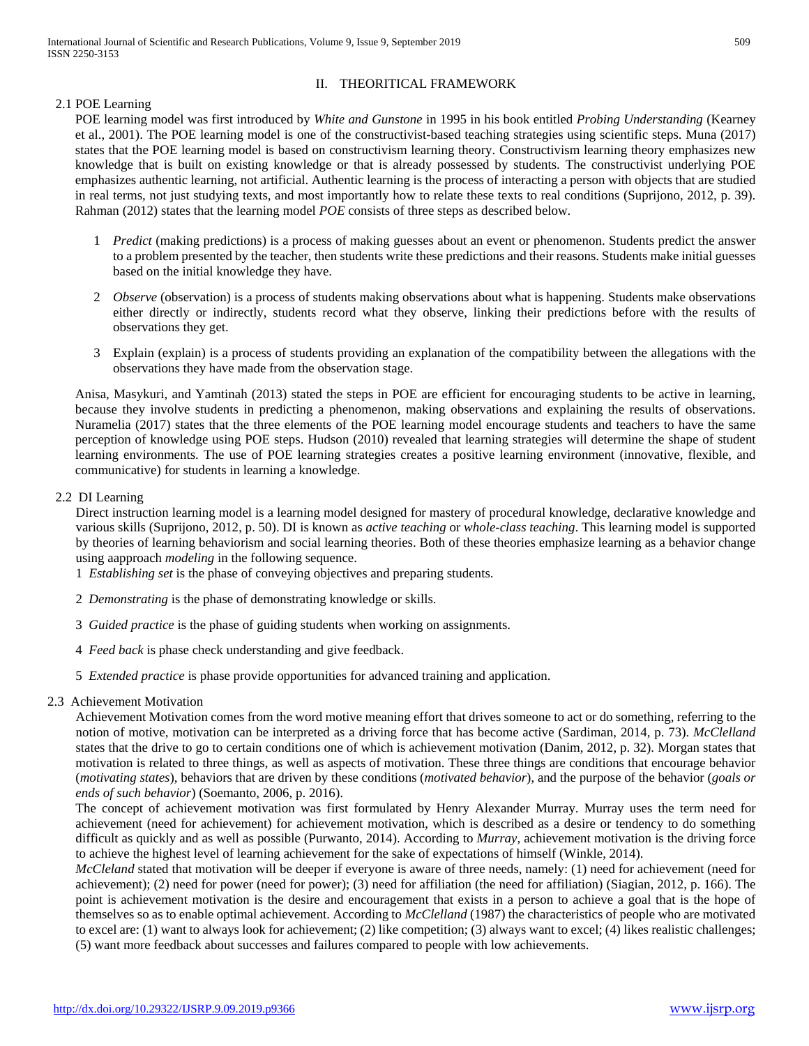## II. THEORITICAL FRAMEWORK

### 2.1 POE Learning

POE learning model was first introduced by *White and Gunstone* in 1995 in his book entitled *Probing Understanding* (Kearney et al., 2001). The POE learning model is one of the constructivist-based teaching strategies using scientific steps. Muna (2017) states that the POE learning model is based on constructivism learning theory. Constructivism learning theory emphasizes new knowledge that is built on existing knowledge or that is already possessed by students. The constructivist underlying POE emphasizes authentic learning, not artificial. Authentic learning is the process of interacting a person with objects that are studied in real terms, not just studying texts, and most importantly how to relate these texts to real conditions (Suprijono, 2012, p. 39). Rahman (2012) states that the learning model *POE* consists of three steps as described below.

1. *Predict* (making predictions) is a process of making guesses about an event or phenomenon. Students predict the answer to a problem presented by the teacher, then students write these predictions and their reasons. Students make initial guesses based on the initial knowledge they have.

2. *Observe* (observation) is a process of students making observations about what is happening. Students make observations either directly or indirectly, students record what they observe, linking their predictions before with the results of observations they get.

3. Explain (explain) is a process of students providing an explanation of the compatibility between the allegations with the observations they have made from the observation stage.

Anisa, Masykuri, and Yamtinah (2013) stated the steps in POE are efficient for encouraging students to be active in learning, because they involve students in predicting a phenomenon, making observations and explaining the results of observations. Nuramelia (2017) states that the three elements of the POE learning model encourage students and teachers to have the same perception of knowledge using POE steps. Hudson (2010) revealed that learning strategies will determine the shape of student learning environments. The use of POE learning strategies creates a positive learning environment (innovative, flexible, and communicative) for students in learning a knowledge.

### 2.2 DI Learning

Direct instruction learning model is a learning model designed for mastery of procedural knowledge, declarative knowledge and various skills (Suprijono, 2012, p. 50). DI is known as *active teaching* or *whole-class teaching*. This learning model is supported by theories of learning behaviorism and social learning theories. Both of these theories emphasize learning as a behavior change using aapproach *modeling* in the following sequence.

1. *Establishing set* is the phase of conveying objectives and preparing students.

2. *Demonstrating* is the phase of demonstrating knowledge or skills.

3. *Guided practice* is the phase of guiding students when working on assignments.

4. *Feed back* is phase check understanding and give feedback.

5. *Extended practice* is phase provide opportunities for advanced training and application.

### 2.3 Achievement Motivation

Achievement Motivation comes from the word motive meaning effort that drives someone to act or do something, referring to the notion of motive, motivation can be interpreted as a driving force that has become active (Sardiman, 2014, p. 73). *McClelland* states that the drive to go to certain conditions one of which is achievement motivation (Danim, 2012, p. 32). Morgan states that motivation is related to three things, as well as aspects of motivation. These three things are conditions that encourage behavior (*motivating states*), behaviors that are driven by these conditions (*motivated behavior*), and the purpose of the behavior (*goals or ends of such behavior*) (Soemanto, 2006, p. 2016).

The concept of achievement motivation was first formulated by Henry Alexander Murray. Murray uses the term need for achievement (need for achievement) for achievement motivation, which is described as a desire or tendency to do something difficult as quickly and as well as possible (Purwanto, 2014). According to *Murray*, achievement motivation is the driving force to achieve the highest level of learning achievement for the sake of expectations of himself (Winkle, 2014).

*McCleland* stated that motivation will be deeper if everyone is aware of three needs, namely: (1) need for achievement (need for achievement); (2) need for power (need for power); (3) need for affiliation (the need for affiliation) (Siagian, 2012, p. 166). The point is achievement motivation is the desire and encouragement that exists in a person to achieve a goal that is the hope of themselves so as to enable optimal achievement. According to *McClelland* (1987) the characteristics of people who are motivated to excel are: (1) want to always look for achievement; (2) like competition; (3) always want to excel; (4) likes realistic challenges; (5) want more feedback about successes and failures compared to people with low achievements.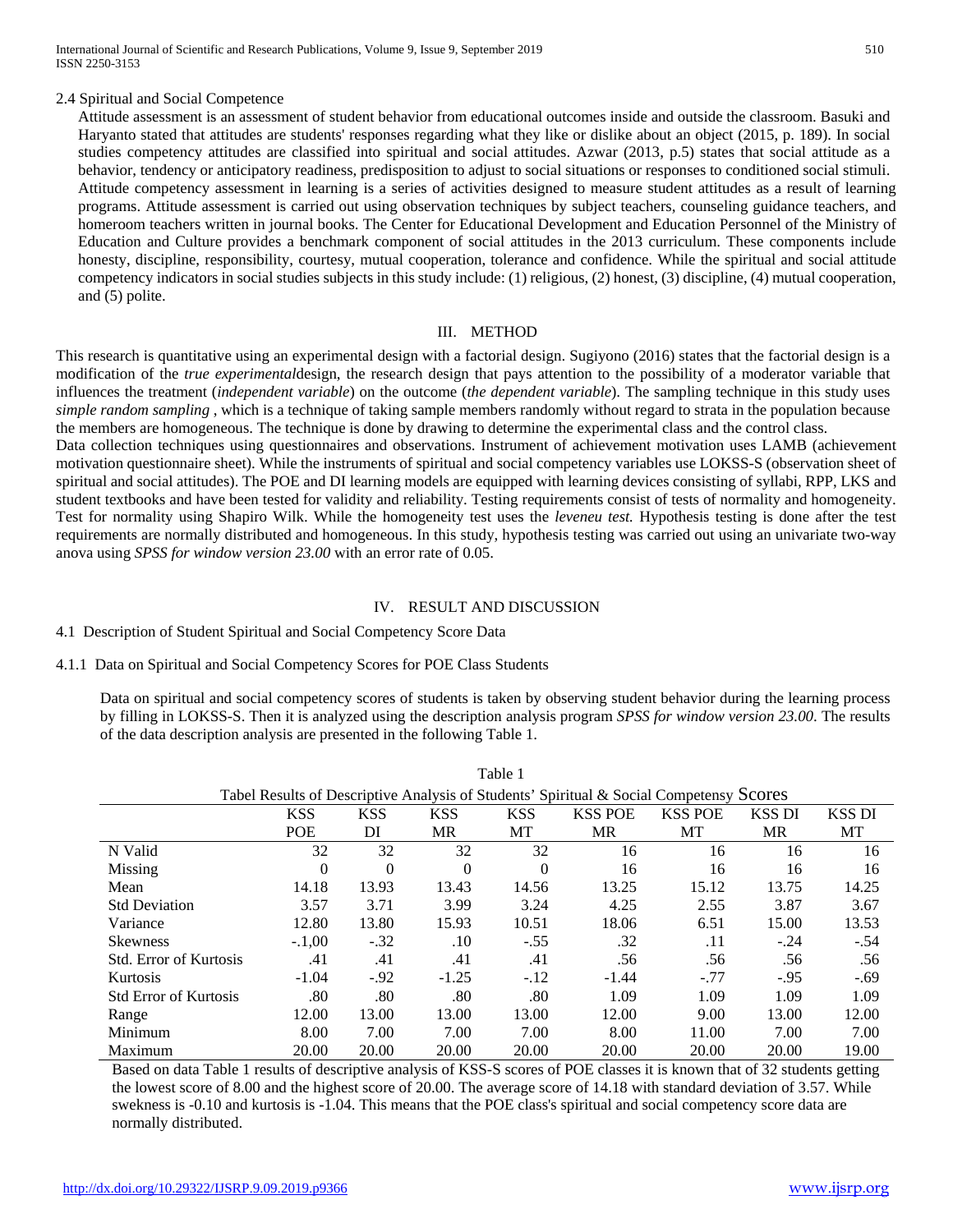2.4 Spiritual and Social Competence

Attitude assessment is an assessment of student behavior from educational outcomes inside and outside the classroom. Basuki and Haryanto stated that attitudes are students' responses regarding what they like or dislike about an object (2015, p. 189). In social studies competency attitudes are classified into spiritual and social attitudes. Azwar (2013, p.5) states that social attitude as a behavior, tendency or anticipatory readiness, predisposition to adjust to social situations or responses to conditioned social stimuli. Attitude competency assessment in learning is a series of activities designed to measure student attitudes as a result of learning programs. Attitude assessment is carried out using observation techniques by subject teachers, counseling guidance teachers, and homeroom teachers written in journal books. The Center for Educational Development and Education Personnel of the Ministry of Education and Culture provides a benchmark component of social attitudes in the 2013 curriculum. These components include honesty, discipline, responsibility, courtesy, mutual cooperation, tolerance and confidence. While the spiritual and social attitude competency indicators in social studies subjects in this study include: (1) religious, (2) honest, (3) discipline, (4) mutual cooperation, and (5) polite.

# III. METHOD

This research is quantitative using an experimental design with a factorial design. Sugiyono (2016) states that the factorial design is a modification of the *true experimental*design, the research design that pays attention to the possibility of a moderator variable that influences the treatment (*independent variable*) on the outcome (*the dependent variable*). The sampling technique in this study uses *simple random sampling* , which is a technique of taking sample members randomly without regard to strata in the population because the members are homogeneous. The technique is done by drawing to determine the experimental class and the control class.

Data collection techniques using questionnaires and observations. Instrument of achievement motivation uses LAMB (achievement motivation questionnaire sheet). While the instruments of spiritual and social competency variables use LOKSS-S (observation sheet of spiritual and social attitudes). The POE and DI learning models are equipped with learning devices consisting of syllabi, RPP, LKS and student textbooks and have been tested for validity and reliability. Testing requirements consist of tests of normality and homogeneity. Test for normality using Shapiro Wilk. While the homogeneity test uses the *leveneu test.* Hypothesis testing is done after the test requirements are normally distributed and homogeneous. In this study, hypothesis testing was carried out using an univariate two-way anova using *SPSS for window version 23.00* with an error rate of 0.05.

# IV. RESULT AND DISCUSSION

## 4.1 Description of Student Spiritual and Social Competency Score Data

### 4.1.1 Data on Spiritual and Social Competency Scores for POE Class Students

Data on spiritual and social competency scores of students is taken by observing student behavior during the learning process by filling in LOKSS-S. Then it is analyzed using the description analysis program *SPSS for window version 23.00*. The results of the data description analysis are presented in the following Table 1.

Table 1

Tabel Results of Descriptive Analysis of Students' Spiritual & Social Competensy Scores

| | KSS POE | KSS DI | KSS MR | KSS MT | KSS POE MR | KSS POE MT | KSS DI MR | KSS DI MT |
|---|---|---|---|---|---|---|---|---|
| N Valid | 32 | 32 | 32 | 32 | 16 | 16 | 16 | 16 |
| Missing | 0 | 0 | 0 | 0 | 16 | 16 | 16 | 16 |
| Mean | 14.18 | 13.93 | 13.43 | 14.56 | 13.25 | 15.12 | 13.75 | 14.25 |
| Std Deviation | 3.57 | 3.71 | 3.99 | 3.24 | 4.25 | 2.55 | 3.87 | 3.67 |
| Variance | 12.80 | 13.80 | 15.93 | 10.51 | 18.06 | 6.51 | 15.00 | 13.53 |
| Skewness | -.1,00 | -.32 | .10 | -.55 | .32 | .11 | -.24 | -.54 |
| Std. Error of Kurtosis | .41 | .41 | .41 | .41 | .56 | .56 | .56 | .56 |
| Kurtosis | -1.04 | -.92 | -1.25 | -.12 | -1.44 | -.77 | -.95 | -.69 |
| Std Error of Kurtosis | .80 | .80 | .80 | .80 | 1.09 | 1.09 | 1.09 | 1.09 |
| Range | 12.00 | 13.00 | 13.00 | 13.00 | 12.00 | 9.00 | 13.00 | 12.00 |
| Minimum | 8.00 | 7.00 | 7.00 | 7.00 | 8.00 | 11.00 | 7.00 | 7.00 |
| Maximum | 20.00 | 20.00 | 20.00 | 20.00 | 20.00 | 20.00 | 20.00 | 19.00 |

Based on data Table 1 results of descriptive analysis of KSS-S scores of POE classes it is known that of 32 students getting the lowest score of 8.00 and the highest score of 20.00. The average score of 14.18 with standard deviation of 3.57. While swekness is -0.10 and kurtosis is -1.04. This means that the POE class's spiritual and social competency score data are normally distributed.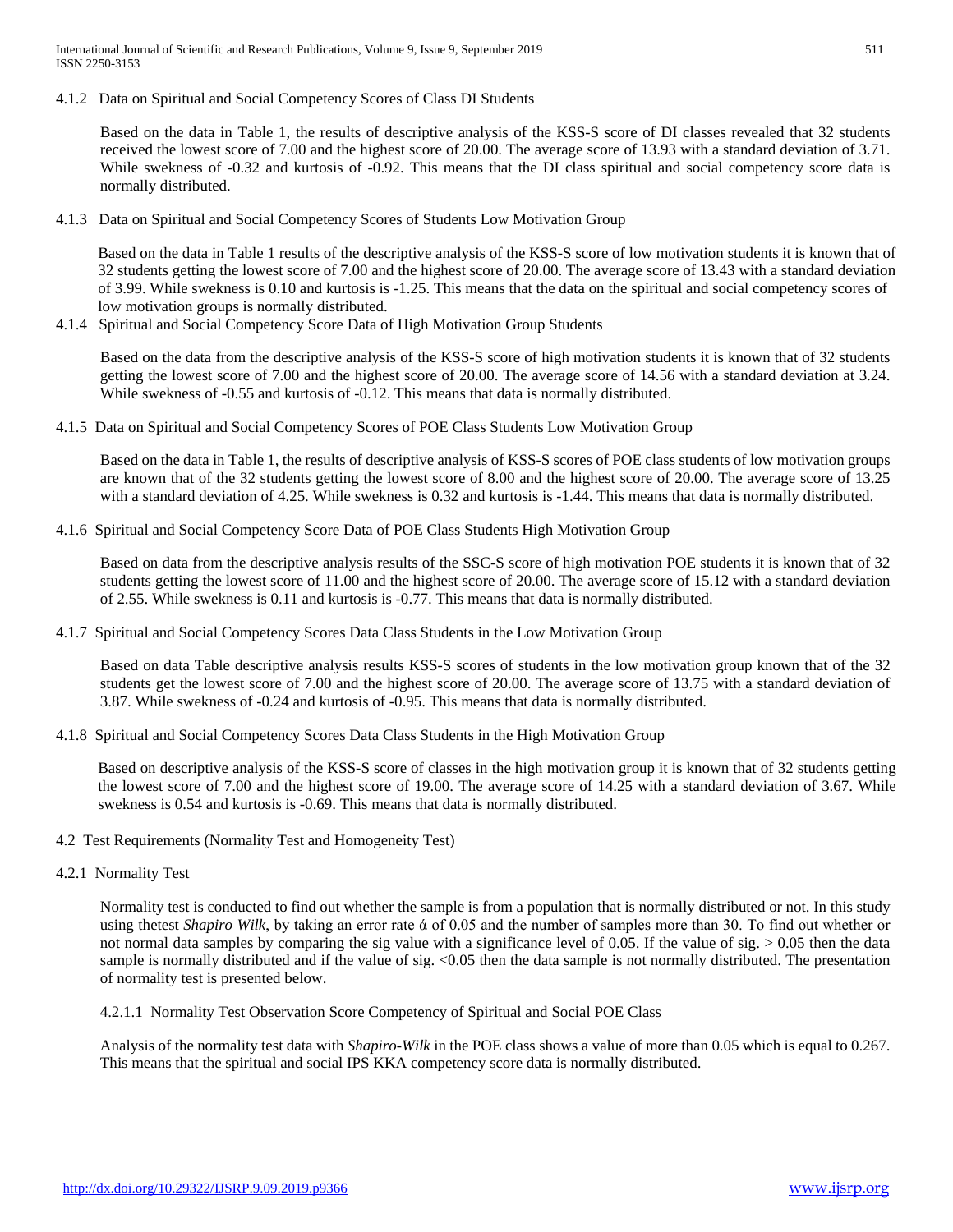#### 4.1.2 Data on Spiritual and Social Competency Scores of Class DI Students

Based on the data in Table 1, the results of descriptive analysis of the KSS-S score of DI classes revealed that 32 students received the lowest score of 7.00 and the highest score of 20.00. The average score of 13.93 with a standard deviation of 3.71. While swekness of -0.32 and kurtosis of -0.92. This means that the DI class spiritual and social competency score data is normally distributed.

#### 4.1.3 Data on Spiritual and Social Competency Scores of Students Low Motivation Group

Based on the data in Table 1 results of the descriptive analysis of the KSS-S score of low motivation students it is known that of 32 students getting the lowest score of 7.00 and the highest score of 20.00. The average score of 13.43 with a standard deviation of 3.99. While swekness is 0.10 and kurtosis is -1.25. This means that the data on the spiritual and social competency scores of low motivation groups is normally distributed.

#### 4.1.4 Spiritual and Social Competency Score Data of High Motivation Group Students

Based on the data from the descriptive analysis of the KSS-S score of high motivation students it is known that of 32 students getting the lowest score of 7.00 and the highest score of 20.00. The average score of 14.56 with a standard deviation at 3.24. While swekness of -0.55 and kurtosis of -0.12. This means that data is normally distributed.

#### 4.1.5 Data on Spiritual and Social Competency Scores of POE Class Students Low Motivation Group

Based on the data in Table 1, the results of descriptive analysis of KSS-S scores of POE class students of low motivation groups are known that of the 32 students getting the lowest score of 8.00 and the highest score of 20.00. The average score of 13.25 with a standard deviation of 4.25. While swekness is 0.32 and kurtosis is -1.44. This means that data is normally distributed.

#### 4.1.6 Spiritual and Social Competency Score Data of POE Class Students High Motivation Group

Based on data from the descriptive analysis results of the SSC-S score of high motivation POE students it is known that of 32 students getting the lowest score of 11.00 and the highest score of 20.00. The average score of 15.12 with a standard deviation of 2.55. While swekness is 0.11 and kurtosis is -0.77. This means that data is normally distributed.

#### 4.1.7 Spiritual and Social Competency Scores Data Class Students in the Low Motivation Group

Based on data Table descriptive analysis results KSS-S scores of students in the low motivation group known that of the 32 students get the lowest score of 7.00 and the highest score of 20.00. The average score of 13.75 with a standard deviation of 3.87. While swekness of -0.24 and kurtosis of -0.95. This means that data is normally distributed.

#### 4.1.8 Spiritual and Social Competency Scores Data Class Students in the High Motivation Group

Based on descriptive analysis of the KSS-S score of classes in the high motivation group it is known that of 32 students getting the lowest score of 7.00 and the highest score of 19.00. The average score of 14.25 with a standard deviation of 3.67. While swekness is 0.54 and kurtosis is -0.69. This means that data is normally distributed.

### 4.2 Test Requirements (Normality Test and Homogeneity Test)

#### 4.2.1 Normality Test

Normality test is conducted to find out whether the sample is from a population that is normally distributed or not. In this study using thetest *Shapiro Wilk*, by taking an error rate ά of 0.05 and the number of samples more than 30. To find out whether or not normal data samples by comparing the sig value with a significance level of 0.05. If the value of sig. > 0.05 then the data sample is normally distributed and if the value of sig. <0.05 then the data sample is not normally distributed. The presentation of normality test is presented below.

##### 4.2.1.1 Normality Test Observation Score Competency of Spiritual and Social POE Class

Analysis of the normality test data with *Shapiro-Wilk* in the POE class shows a value of more than 0.05 which is equal to 0.267. This means that the spiritual and social IPS KKA competency score data is normally distributed.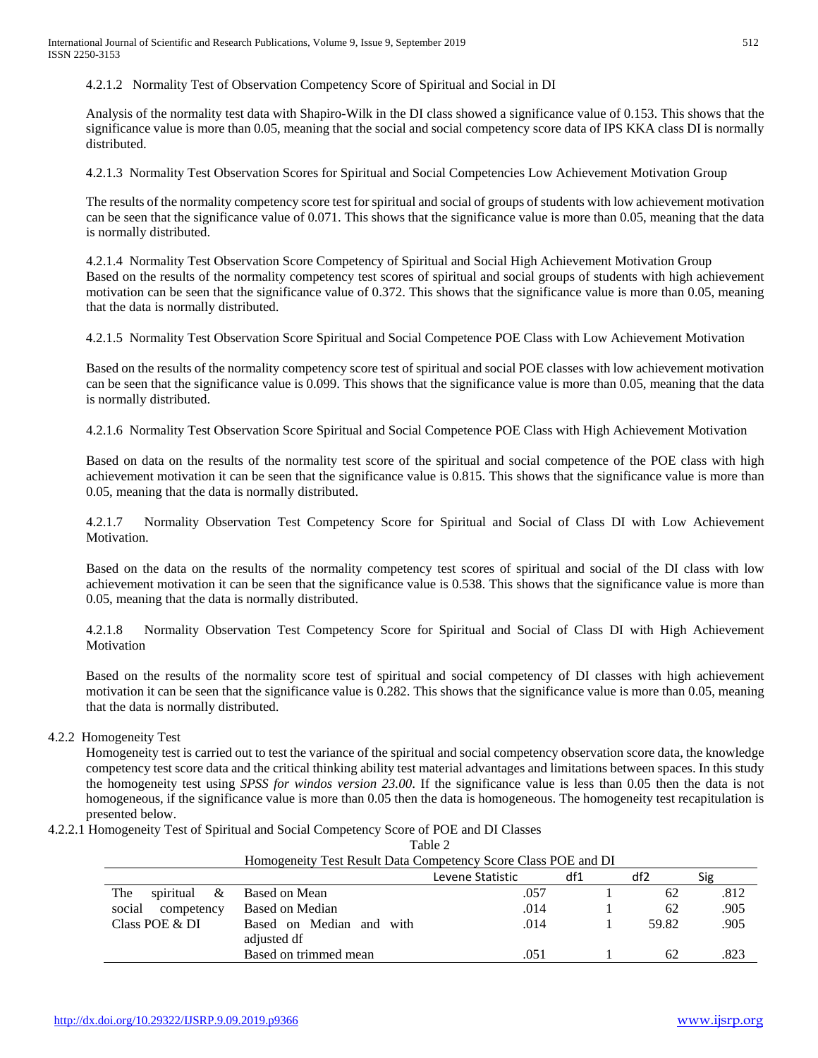#### 4.2.1.2 Normality Test of Observation Competency Score of Spiritual and Social in DI

Analysis of the normality test data with Shapiro-Wilk in the DI class showed a significance value of 0.153. This shows that the significance value is more than 0.05, meaning that the social and social competency score data of IPS KKA class DI is normally distributed.

#### 4.2.1.3 Normality Test Observation Scores for Spiritual and Social Competencies Low Achievement Motivation Group

The results of the normality competency score test for spiritual and social of groups of students with low achievement motivation can be seen that the significance value of 0.071. This shows that the significance value is more than 0.05, meaning that the data is normally distributed.

#### 4.2.1.4 Normality Test Observation Score Competency of Spiritual and Social High Achievement Motivation Group

Based on the results of the normality competency test scores of spiritual and social groups of students with high achievement motivation can be seen that the significance value of 0.372. This shows that the significance value is more than 0.05, meaning that the data is normally distributed.

#### 4.2.1.5 Normality Test Observation Score Spiritual and Social Competence POE Class with Low Achievement Motivation

Based on the results of the normality competency score test of spiritual and social POE classes with low achievement motivation can be seen that the significance value is 0.099. This shows that the significance value is more than 0.05, meaning that the data is normally distributed.

#### 4.2.1.6 Normality Test Observation Score Spiritual and Social Competence POE Class with High Achievement Motivation

Based on data on the results of the normality test score of the spiritual and social competence of the POE class with high achievement motivation it can be seen that the significance value is 0.815. This shows that the significance value is more than 0.05, meaning that the data is normally distributed.

#### 4.2.1.7 Normality Observation Test Competency Score for Spiritual and Social of Class DI with Low Achievement Motivation.

Based on the data on the results of the normality competency test scores of spiritual and social of the DI class with low achievement motivation it can be seen that the significance value is 0.538. This shows that the significance value is more than 0.05, meaning that the data is normally distributed.

#### 4.2.1.8 Normality Observation Test Competency Score for Spiritual and Social of Class DI with High Achievement Motivation

Based on the results of the normality score test of spiritual and social competency of DI classes with high achievement motivation it can be seen that the significance value is 0.282. This shows that the significance value is more than 0.05, meaning that the data is normally distributed.

### 4.2.2 Homogeneity Test

Homogeneity test is carried out to test the variance of the spiritual and social competency observation score data, the knowledge competency test score data and the critical thinking ability test material advantages and limitations between spaces. In this study the homogeneity test using *SPSS for windos version 23.00*. If the significance value is less than 0.05 then the data is not homogeneous, if the significance value is more than 0.05 then the data is homogeneous. The homogeneity test recapitulation is presented below.

#### 4.2.2.1 Homogeneity Test of Spiritual and Social Competency Score of POE and DI Classes

Table 2

Homogeneity Test Result Data Competency Score Class POE and DI

| | | Levene Statistic | df1 | df2 | Sig |
|---|---|---|---|---|---|
| The spiritual & social competency Class POE & DI | Based on Mean | .057 | 1 | 62 | .812 |
| | Based on Median | .014 | 1 | 62 | .905 |
| | Based on Median and with adjusted df | .014 | 1 | 59.82 | .905 |
| | Based on trimmed mean | .051 | 1 | 62 | .823 |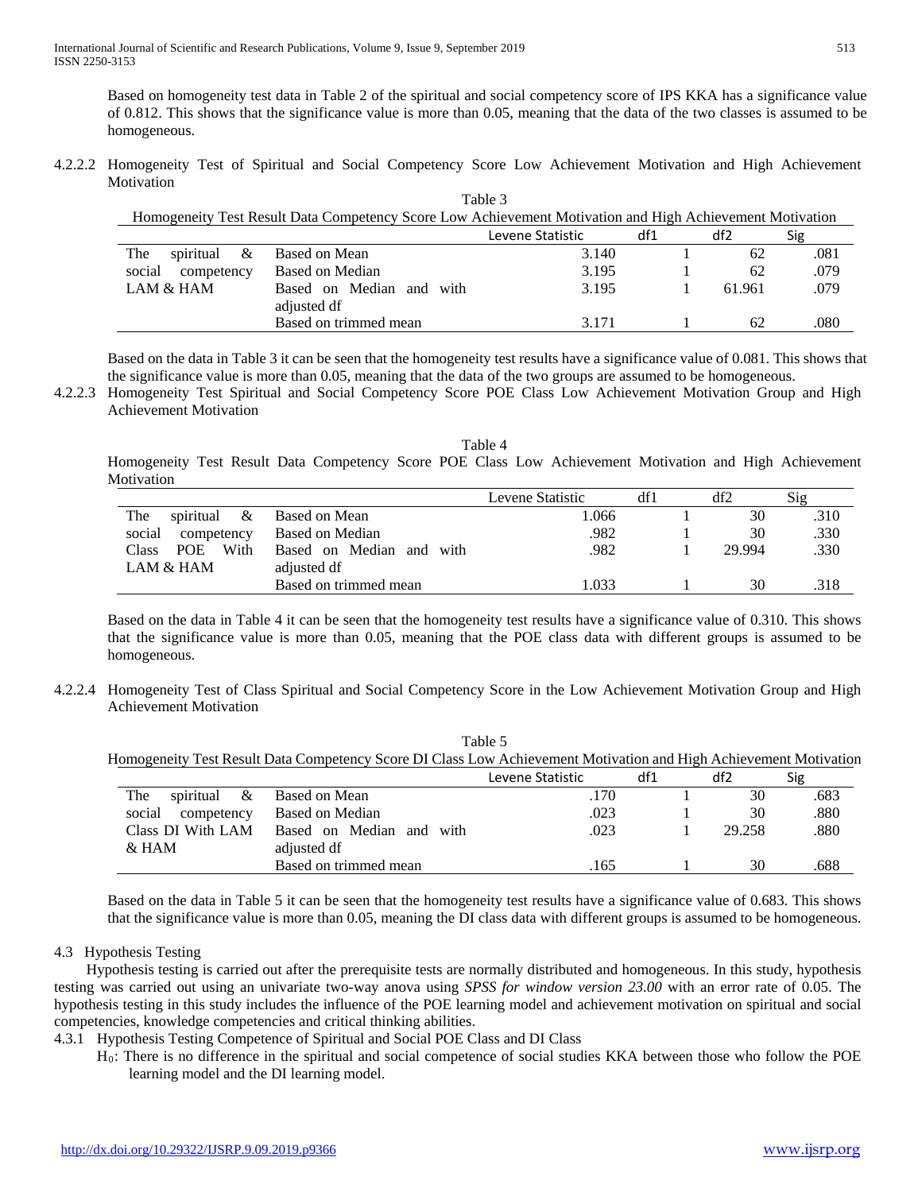Based on homogeneity test data in Table 2 of the spiritual and social competency score of IPS KKA has a significance value of 0.812. This shows that the significance value is more than 0.05, meaning that the data of the two classes is assumed to be homogeneous.

#### 4.2.2.2 Homogeneity Test of Spiritual and Social Competency Score Low Achievement Motivation and High Achievement Motivation

Table 3

Homogeneity Test Result Data Competency Score Low Achievement Motivation and High Achievement Motivation

| | | Levene Statistic | df1 | df2 | Sig |
|---|---|---|---|---|---|
| The spiritual & social competency LAM & HAM | Based on Mean | 3.140 | 1 | 62 | .081 |
| | Based on Median | 3.195 | 1 | 62 | .079 |
| | Based on Median and with adjusted df | 3.195 | 1 | 61.961 | .079 |
| | Based on trimmed mean | 3.171 | 1 | 62 | .080 |

Based on the data in Table 3 it can be seen that the homogeneity test results have a significance value of 0.081. This shows that the significance value is more than 0.05, meaning that the data of the two groups are assumed to be homogeneous.

#### 4.2.2.3 Homogeneity Test Spiritual and Social Competency Score POE Class Low Achievement Motivation Group and High Achievement Motivation

Table 4

Homogeneity Test Result Data Competency Score POE Class Low Achievement Motivation and High Achievement Motivation

| | | Levene Statistic | df1 | df2 | Sig |
|---|---|---|---|---|---|
| The spiritual & social competency Class POE With LAM & HAM | Based on Mean | 1.066 | 1 | 30 | .310 |
| | Based on Median | .982 | 1 | 30 | .330 |
| | Based on Median and with adjusted df | .982 | 1 | 29.994 | .330 |
| | Based on trimmed mean | 1.033 | 1 | 30 | .318 |

Based on the data in Table 4 it can be seen that the homogeneity test results have a significance value of 0.310. This shows that the significance value is more than 0.05, meaning that the POE class data with different groups is assumed to be homogeneous.

#### 4.2.2.4 Homogeneity Test of Class Spiritual and Social Competency Score in the Low Achievement Motivation Group and High Achievement Motivation

Table 5

Homogeneity Test Result Data Competency Score DI Class Low Achievement Motivation and High Achievement Motivation

| | | Levene Statistic | df1 | df2 | Sig |
|---|---|---|---|---|---|
| The spiritual & social competency Class DI With LAM & HAM | Based on Mean | .170 | 1 | 30 | .683 |
| | Based on Median | .023 | 1 | 30 | .880 |
| | Based on Median and with adjusted df | .023 | 1 | 29.258 | .880 |
| | Based on trimmed mean | .165 | 1 | 30 | .688 |

Based on the data in Table 5 it can be seen that the homogeneity test results have a significance value of 0.683. This shows that the significance value is more than 0.05, meaning the DI class data with different groups is assumed to be homogeneous.

### 4.3 Hypothesis Testing

Hypothesis testing is carried out after the prerequisite tests are normally distributed and homogeneous. In this study, hypothesis testing was carried out using an univariate two-way anova using *SPSS for window version 23.00* with an error rate of 0.05. The hypothesis testing in this study includes the influence of the POE learning model and achievement motivation on spiritual and social competencies, knowledge competencies and critical thinking abilities.

#### 4.3.1 Hypothesis Testing Competence of Spiritual and Social POE Class and DI Class

$H_0$: There is no difference in the spiritual and social competence of social studies KKA between those who follow the POE learning model and the DI learning model.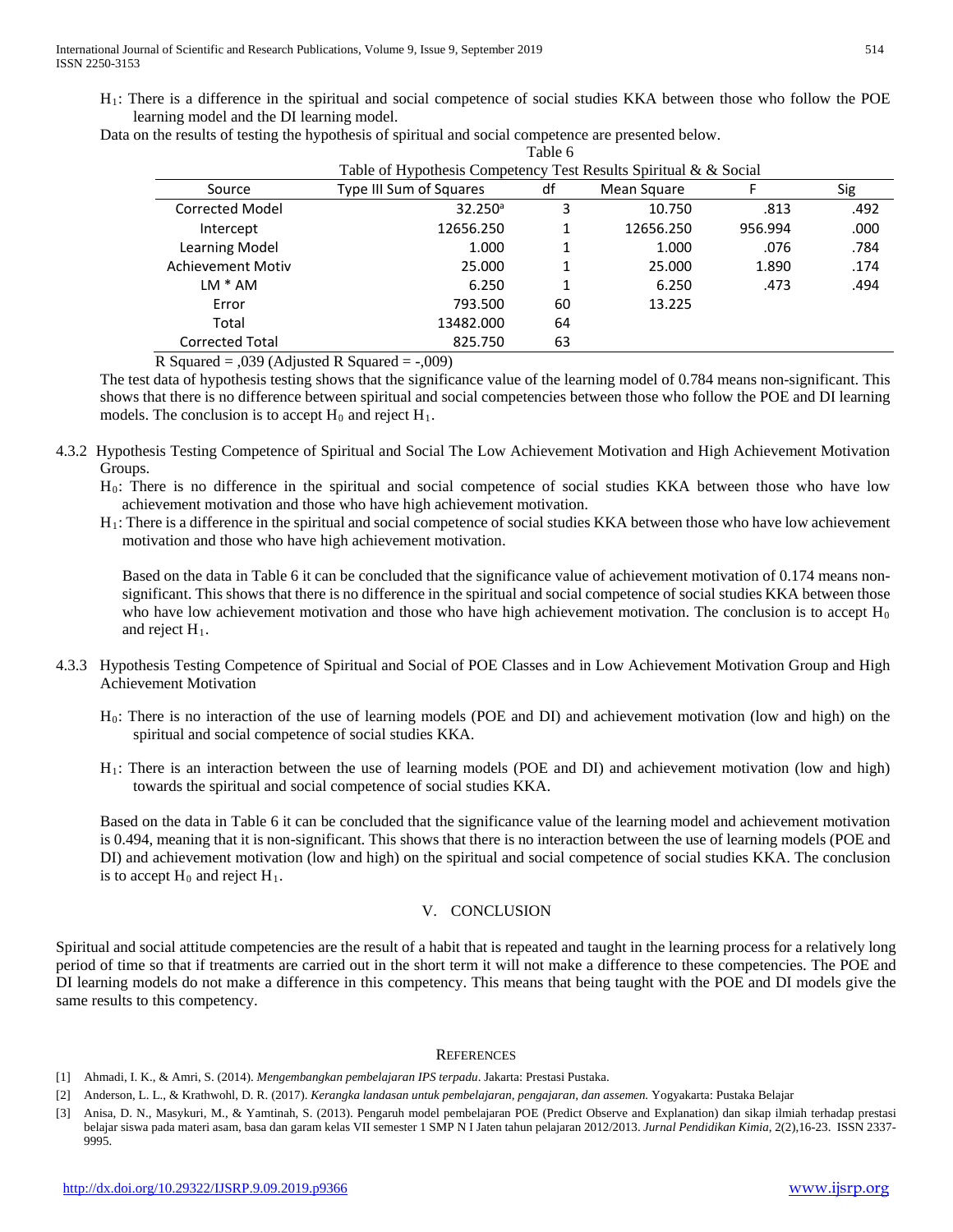$H_1$: There is a difference in the spiritual and social competence of social studies KKA between those who follow the POE learning model and the DI learning model.

Data on the results of testing the hypothesis of spiritual and social competence are presented below.

Table 6

Table of Hypothesis Competency Test Results Spiritual & & Social

| Source | Type III Sum of Squares | df | Mean Square | F | Sig |
|---|---|---|---|---|---|
| Corrected Model | 32.250[a] | 3 | 10.750 | .813 | .492 |
| Intercept | 12656.250 | 1 | 12656.250 | 956.994 | .000 |
| Learning Model | 1.000 | 1 | 1.000 | .076 | .784 |
| Achievement Motiv | 25.000 | 1 | 25.000 | 1.890 | .174 |
| LM * AM | 6.250 | 1 | 6.250 | .473 | .494 |
| Error | 793.500 | 60 | 13.225 | | |
| Total | 13482.000 | 64 | | | |
| Corrected Total | 825.750 | 63 | | | |

R Squared = ,039 (Adjusted R Squared = -,009)

The test data of hypothesis testing shows that the significance value of the learning model of 0.784 means non-significant. This shows that there is no difference between spiritual and social competencies between those who follow the POE and DI learning models. The conclusion is to accept $H_0$ and reject $H_1$.

4.3.2 Hypothesis Testing Competence of Spiritual and Social The Low Achievement Motivation and High Achievement Motivation Groups.

$H_0$: There is no difference in the spiritual and social competence of social studies KKA between those who have low achievement motivation and those who have high achievement motivation.

$H_1$: There is a difference in the spiritual and social competence of social studies KKA between those who have low achievement motivation and those who have high achievement motivation.

Based on the data in Table 6 it can be concluded that the significance value of achievement motivation of 0.174 means non-significant. This shows that there is no difference in the spiritual and social competence of social studies KKA between those who have low achievement motivation and those who have high achievement motivation. The conclusion is to accept $H_0$ and reject $H_1$.

4.3.3 Hypothesis Testing Competence of Spiritual and Social of POE Classes and in Low Achievement Motivation Group and High Achievement Motivation

$H_0$: There is no interaction of the use of learning models (POE and DI) and achievement motivation (low and high) on the spiritual and social competence of social studies KKA.

$H_1$: There is an interaction between the use of learning models (POE and DI) and achievement motivation (low and high) towards the spiritual and social competence of social studies KKA.

Based on the data in Table 6 it can be concluded that the significance value of the learning model and achievement motivation is 0.494, meaning that it is non-significant. This shows that there is no interaction between the use of learning models (POE and DI) and achievement motivation (low and high) on the spiritual and social competence of social studies KKA. The conclusion is to accept $H_0$ and reject $H_1$.

## V. CONCLUSION

Spiritual and social attitude competencies are the result of a habit that is repeated and taught in the learning process for a relatively long period of time so that if treatments are carried out in the short term it will not make a difference to these competencies. The POE and DI learning models do not make a difference in this competency. This means that being taught with the POE and DI models give the same results to this competency.

## REFERENCES

[1] Ahmadi, I. K., & Amri, S. (2014). *Mengembangkan pembelajaran IPS terpadu*. Jakarta: Prestasi Pustaka.

[2] Anderson, L. L., & Krathwohl, D. R. (2017). *Kerangka landasan untuk pembelajaran, pengajaran, dan assemen.* Yogyakarta: Pustaka Belajar

[3] Anisa, D. N., Masykuri, M., & Yamtinah, S. (2013). Pengaruh model pembelajaran POE (Predict Observe and Explanation) dan sikap ilmiah terhadap prestasi belajar siswa pada materi asam, basa dan garam kelas VII semester 1 SMP N I Jaten tahun pelajaran 2012/2013. *Jurnal Pendidikan Kimia*, 2(2),16-23. ISSN 2337-9995.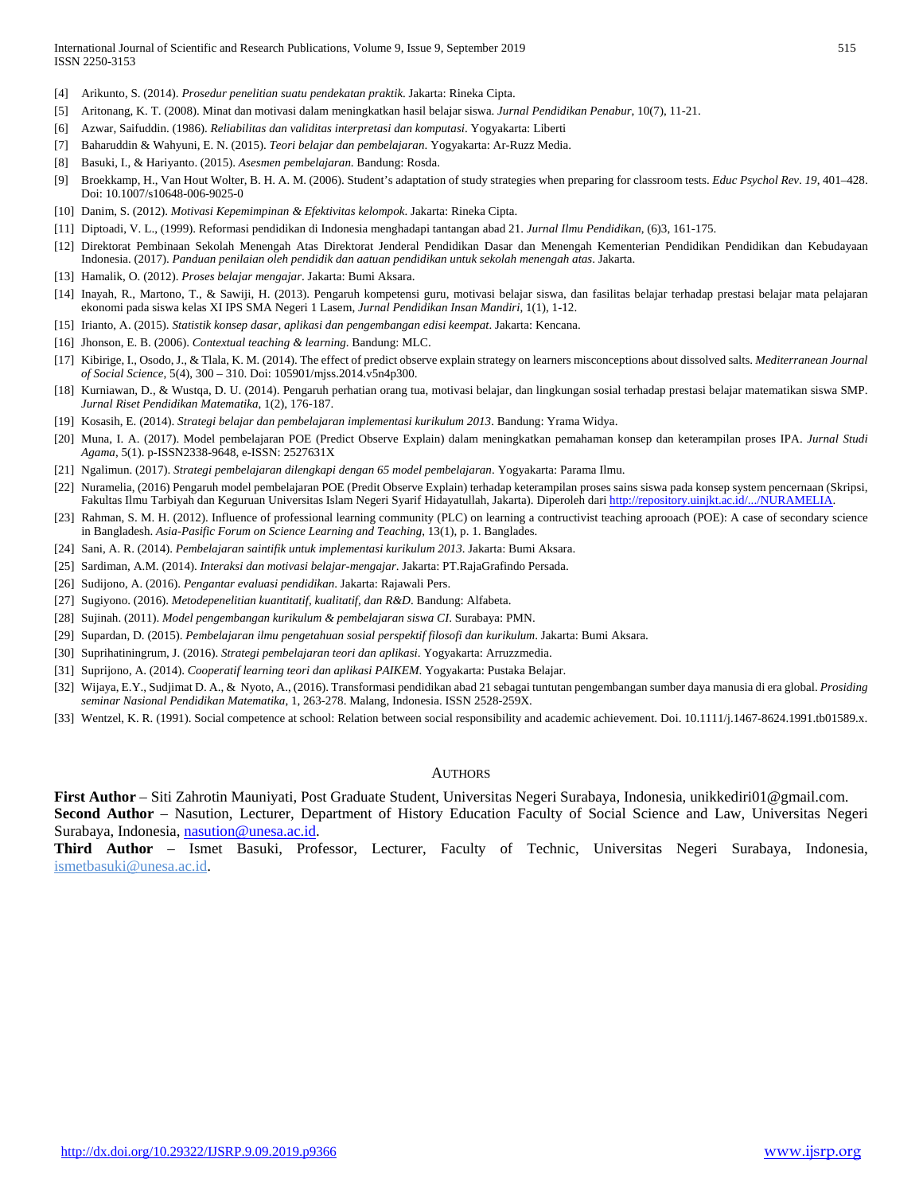[4] Arikunto, S. (2014). *Prosedur penelitian suatu pendekatan praktik*. Jakarta: Rineka Cipta.

[5] Aritonang, K. T. (2008). Minat dan motivasi dalam meningkatkan hasil belajar siswa. *Jurnal Pendidikan Penabur*, 10(7), 11-21.

[6] Azwar, Saifuddin. (1986). *Reliabilitas dan validitas interpretasi dan komputasi*. Yogyakarta: Liberti

[7] Baharuddin & Wahyuni, E. N. (2015). *Teori belajar dan pembelajaran*. Yogyakarta: Ar-Ruzz Media.

[8] Basuki, I., & Hariyanto. (2015). *Asesmen pembelajaran*. Bandung: Rosda.

[9] Broekkamp, H., Van Hout Wolter, B. H. A. M. (2006). Student's adaptation of study strategies when preparing for classroom tests. *Educ Psychol Rev*. *19*, 401–428. Doi: 10.1007/s10648-006-9025-0

[10] Danim, S. (2012). *Motivasi Kepemimpinan & Efektivitas kelompok*. Jakarta: Rineka Cipta.

[11] Diptoadi, V. L., (1999). Reformasi pendidikan di Indonesia menghadapi tantangan abad 21. *Jurnal Ilmu Pendidikan*, (6)3, 161-175.

[12] Direktorat Pembinaan Sekolah Menengah Atas Direktorat Jenderal Pendidikan Dasar dan Menengah Kementerian Pendidikan Pendidikan dan Kebudayaan Indonesia. (2017). *Panduan penilaian oleh pendidik dan aatuan pendidikan untuk sekolah menengah atas*. Jakarta.

[13] Hamalik, O. (2012). *Proses belajar mengajar*. Jakarta: Bumi Aksara.

[14] Inayah, R., Martono, T., & Sawiji, H. (2013). Pengaruh kompetensi guru, motivasi belajar siswa, dan fasilitas belajar terhadap prestasi belajar mata pelajaran ekonomi pada siswa kelas XI IPS SMA Negeri 1 Lasem, *Jurnal Pendidikan Insan Mandiri*, 1(1), 1-12.

[15] Irianto, A. (2015). *Statistik konsep dasar, aplikasi dan pengembangan edisi keempat*. Jakarta: Kencana.

[16] Jhonson, E. B. (2006). *Contextual teaching & learning*. Bandung: MLC.

[17] Kibirige, I., Osodo, J., & Tlala, K. M. (2014). The effect of predict observe explain strategy on learners misconceptions about dissolved salts. *Mediterranean Journal of Social Science*, 5(4), 300 – 310. Doi: 105901/mjss.2014.v5n4p300.

[18] Kurniawan, D., & Wustqa, D. U. (2014). Pengaruh perhatian orang tua, motivasi belajar, dan lingkungan sosial terhadap prestasi belajar matematikan siswa SMP. *Jurnal Riset Pendidikan Matematika*, 1(2), 176-187.

[19] Kosasih, E. (2014). *Strategi belajar dan pembelajaran implementasi kurikulum 2013*. Bandung: Yrama Widya.

[20] Muna, I. A. (2017). Model pembelajaran POE (Predict Observe Explain) dalam meningkatkan pemahaman konsep dan keterampilan proses IPA. *Jurnal Studi Agama*, 5(1). p-ISSN2338-9648, e-ISSN: 2527631X

[21] Ngalimun. (2017). *Strategi pembelajaran dilengkapi dengan 65 model pembelajaran*. Yogyakarta: Parama Ilmu.

[22] Nuramelia, (2016) Pengaruh model pembelajaran POE (Predit Observe Explain) terhadap keterampilan proses sains siswa pada konsep system pencernaan (Skripsi, Fakultas Ilmu Tarbiyah dan Keguruan Universitas Islam Negeri Syarif Hidayatullah, Jakarta). Diperoleh dari http://repository.uinjkt.ac.id/.../NURAMELIA.

[23] Rahman, S. M. H. (2012). Influence of professional learning community (PLC) on learning a contructivist teaching aprooach (POE): A case of secondary science in Bangladesh. *Asia-Pasific Forum on Science Learning and Teaching*, 13(1), p. 1. Banglades.

[24] Sani, A. R. (2014). *Pembelajaran saintifik untuk implementasi kurikulum 2013*. Jakarta: Bumi Aksara.

[25] Sardiman, A.M. (2014). *Interaksi dan motivasi belajar-mengajar*. Jakarta: PT.RajaGrafindo Persada.

[26] Sudijono, A. (2016). *Pengantar evaluasi pendidikan*. Jakarta: Rajawali Pers.

[27] Sugiyono. (2016). *Metodepenelitian kuantitatif, kualitatif, dan R&D*. Bandung: Alfabeta.

[28] Sujinah. (2011). *Model pengembangan kurikulum & pembelajaran siswa CI*. Surabaya: PMN.

[29] Supardan, D. (2015). *Pembelajaran ilmu pengetahuan sosial perspektif filosofi dan kurikulum*. Jakarta: Bumi Aksara.

[30] Suprihatiningrum, J. (2016). *Strategi pembelajaran teori dan aplikasi*. Yogyakarta: Arruzzmedia.

[31] Suprijono, A. (2014). *Cooperatif learning teori dan aplikasi PAIKEM*. Yogyakarta: Pustaka Belajar.

[32] Wijaya, E.Y., Sudjimat D. A., & Nyoto, A., (2016). Transformasi pendidikan abad 21 sebagai tuntutan pengembangan sumber daya manusia di era global. *Prosiding seminar Nasional Pendidikan Matematika*, 1, 263-278. Malang, Indonesia. ISSN 2528-259X.

[33] Wentzel, K. R. (1991). Social competence at school: Relation between social responsibility and academic achievement. Doi. 10.1111/j.1467-8624.1991.tb01589.x.

## AUTHORS

**First Author** – Siti Zahrotin Mauniyati, Post Graduate Student, Universitas Negeri Surabaya, Indonesia, unikkediri01@gmail.com.

**Second Author** – Nasution, Lecturer, Department of History Education Faculty of Social Science and Law, Universitas Negeri Surabaya, Indonesia, nasution@unesa.ac.id.

**Third Author** – Ismet Basuki, Professor, Lecturer, Faculty of Technic, Universitas Negeri Surabaya, Indonesia, ismetbasuki@unesa.ac.id.